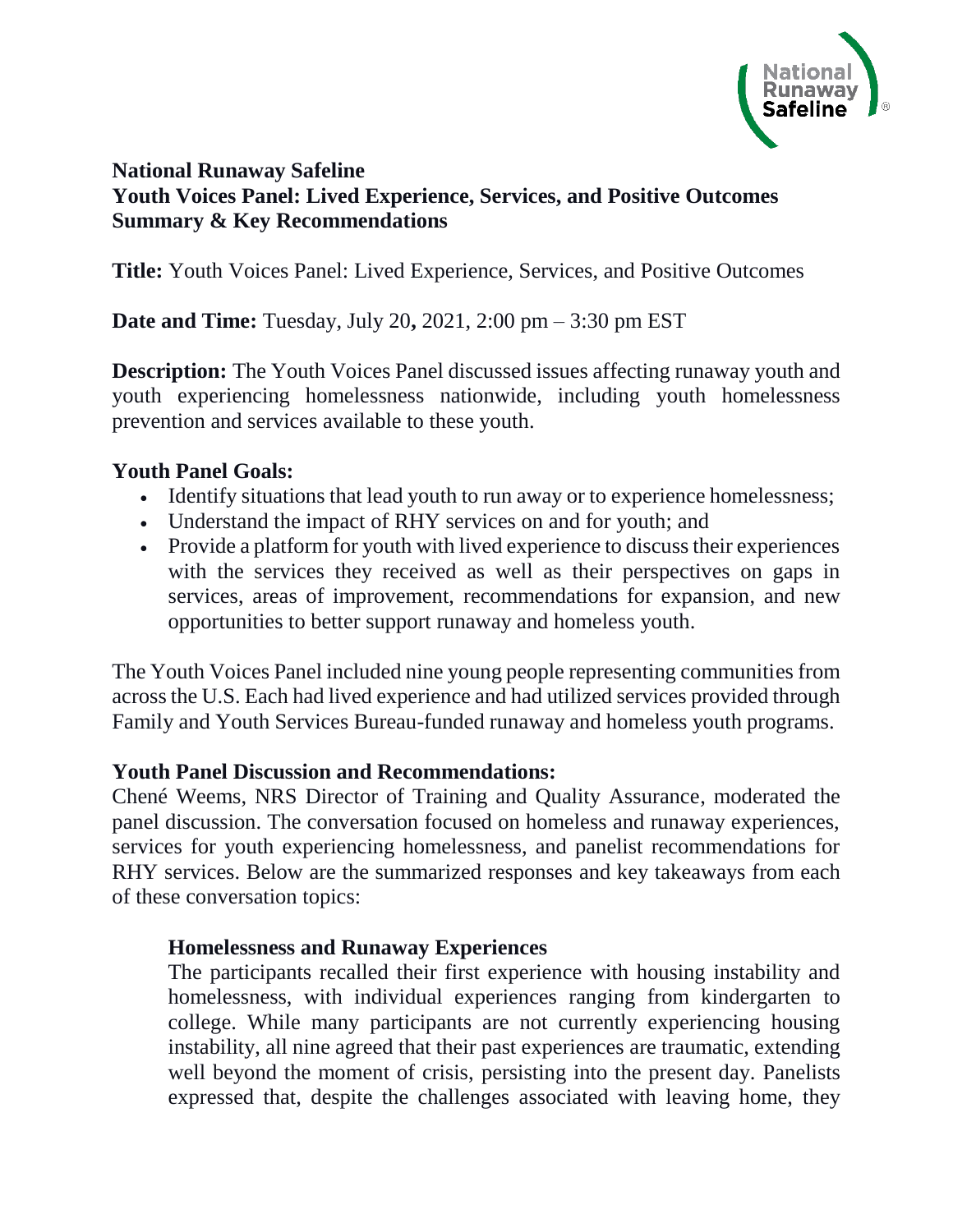# National Runaway Safeline
## Youth Voices Panel: Lived Experience, Services, and Positive Outcomes
## Summary & Key Recommendations

**Title:** Youth Voices Panel: Lived Experience, Services, and Positive Outcomes

**Date and Time:** Tuesday, July 20**,** 2021, 2:00 pm – 3:30 pm EST

**Description:** The Youth Voices Panel discussed issues affecting runaway youth and youth experiencing homelessness nationwide, including youth homelessness prevention and services available to these youth.

### Youth Panel Goals:

- Identify situations that lead youth to run away or to experience homelessness;
- Understand the impact of RHY services on and for youth; and
- Provide a platform for youth with lived experience to discuss their experiences with the services they received as well as their perspectives on gaps in services, areas of improvement, recommendations for expansion, and new opportunities to better support runaway and homeless youth.

The Youth Voices Panel included nine young people representing communities from across the U.S. Each had lived experience and had utilized services provided through Family and Youth Services Bureau-funded runaway and homeless youth programs.

### Youth Panel Discussion and Recommendations:

Chené Weems, NRS Director of Training and Quality Assurance, moderated the panel discussion. The conversation focused on homeless and runaway experiences, services for youth experiencing homelessness, and panelist recommendations for RHY services. Below are the summarized responses and key takeaways from each of these conversation topics:

#### Homelessness and Runaway Experiences

The participants recalled their first experience with housing instability and homelessness, with individual experiences ranging from kindergarten to college. While many participants are not currently experiencing housing instability, all nine agreed that their past experiences are traumatic, extending well beyond the moment of crisis, persisting into the present day. Panelists expressed that, despite the challenges associated with leaving home, they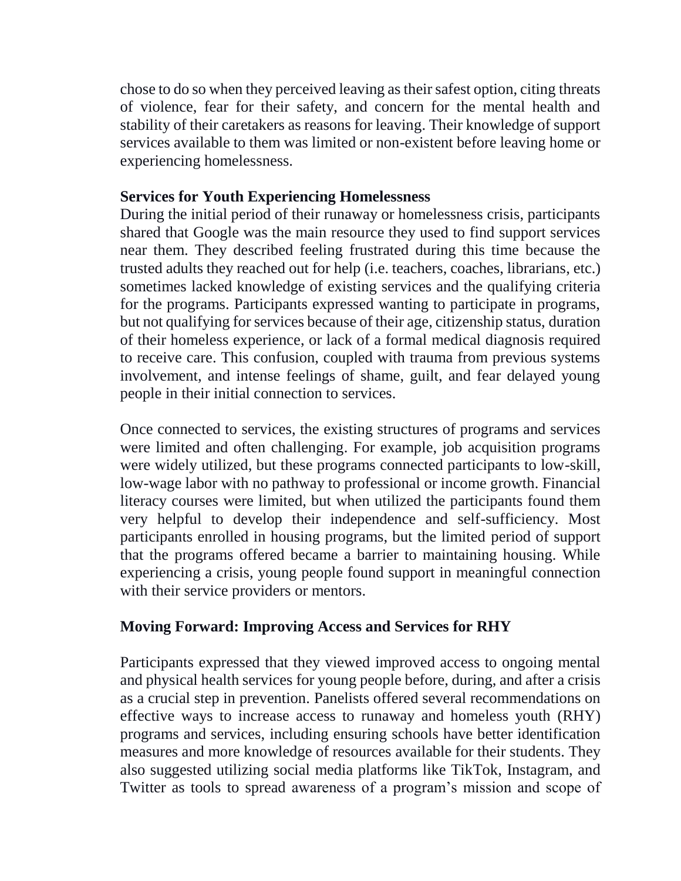chose to do so when they perceived leaving as their safest option, citing threats of violence, fear for their safety, and concern for the mental health and stability of their caretakers as reasons for leaving. Their knowledge of support services available to them was limited or non-existent before leaving home or experiencing homelessness.

**Services for Youth Experiencing Homelessness**

During the initial period of their runaway or homelessness crisis, participants shared that Google was the main resource they used to find support services near them. They described feeling frustrated during this time because the trusted adults they reached out for help (i.e. teachers, coaches, librarians, etc.) sometimes lacked knowledge of existing services and the qualifying criteria for the programs. Participants expressed wanting to participate in programs, but not qualifying for services because of their age, citizenship status, duration of their homeless experience, or lack of a formal medical diagnosis required to receive care. This confusion, coupled with trauma from previous systems involvement, and intense feelings of shame, guilt, and fear delayed young people in their initial connection to services.

Once connected to services, the existing structures of programs and services were limited and often challenging. For example, job acquisition programs were widely utilized, but these programs connected participants to low-skill, low-wage labor with no pathway to professional or income growth. Financial literacy courses were limited, but when utilized the participants found them very helpful to develop their independence and self-sufficiency. Most participants enrolled in housing programs, but the limited period of support that the programs offered became a barrier to maintaining housing. While experiencing a crisis, young people found support in meaningful connection with their service providers or mentors.

**Moving Forward: Improving Access and Services for RHY**

Participants expressed that they viewed improved access to ongoing mental and physical health services for young people before, during, and after a crisis as a crucial step in prevention. Panelists offered several recommendations on effective ways to increase access to runaway and homeless youth (RHY) programs and services, including ensuring schools have better identification measures and more knowledge of resources available for their students. They also suggested utilizing social media platforms like TikTok, Instagram, and Twitter as tools to spread awareness of a program's mission and scope of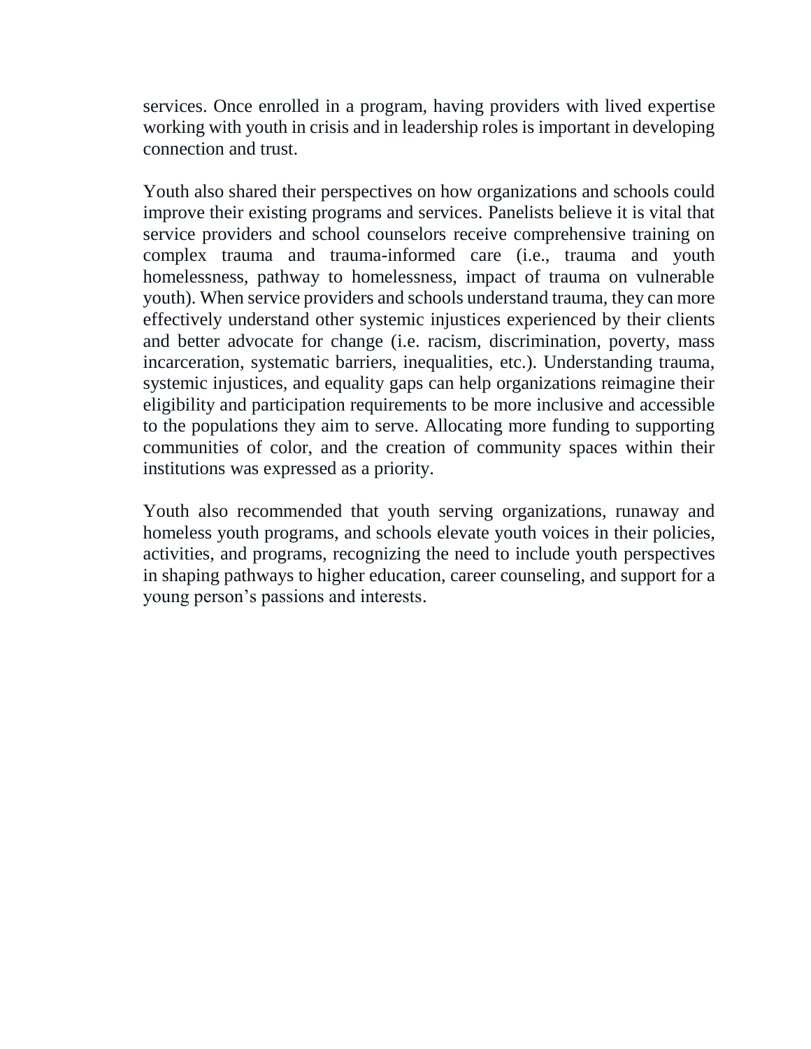services. Once enrolled in a program, having providers with lived expertise working with youth in crisis and in leadership roles is important in developing connection and trust.

Youth also shared their perspectives on how organizations and schools could improve their existing programs and services. Panelists believe it is vital that service providers and school counselors receive comprehensive training on complex trauma and trauma-informed care (i.e., trauma and youth homelessness, pathway to homelessness, impact of trauma on vulnerable youth). When service providers and schools understand trauma, they can more effectively understand other systemic injustices experienced by their clients and better advocate for change (i.e. racism, discrimination, poverty, mass incarceration, systematic barriers, inequalities, etc.). Understanding trauma, systemic injustices, and equality gaps can help organizations reimagine their eligibility and participation requirements to be more inclusive and accessible to the populations they aim to serve. Allocating more funding to supporting communities of color, and the creation of community spaces within their institutions was expressed as a priority.

Youth also recommended that youth serving organizations, runaway and homeless youth programs, and schools elevate youth voices in their policies, activities, and programs, recognizing the need to include youth perspectives in shaping pathways to higher education, career counseling, and support for a young person's passions and interests.